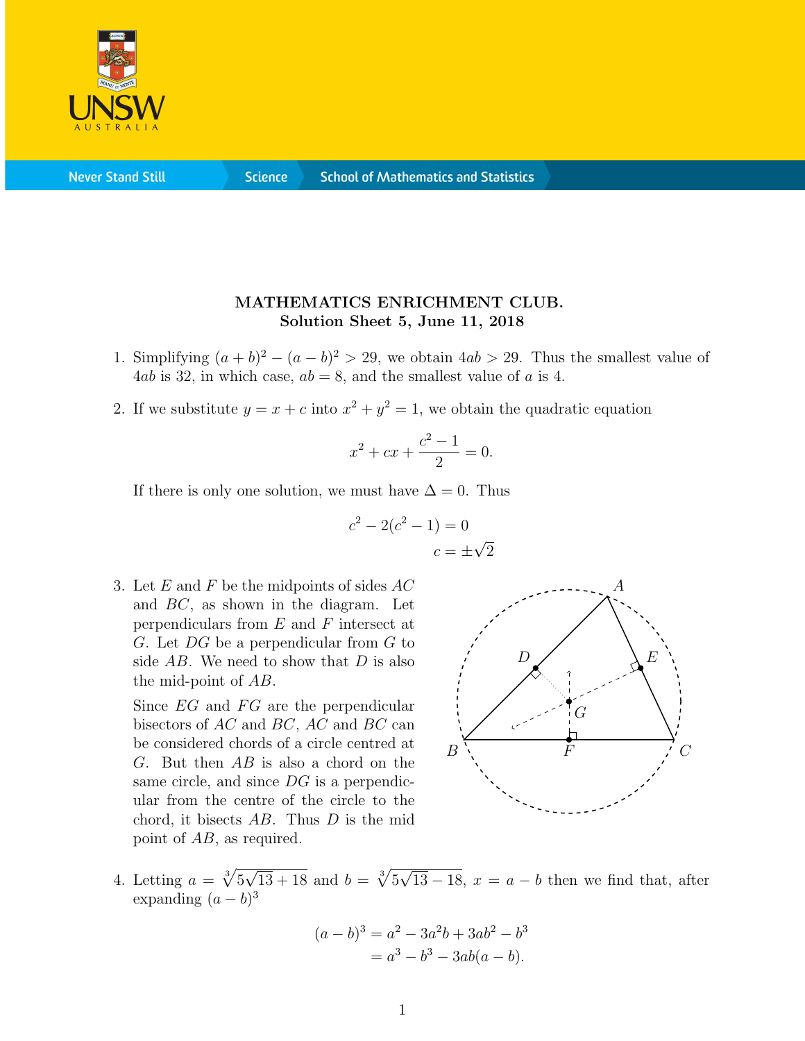**MATHEMATICS ENRICHMENT CLUB.**
**Solution Sheet 5, June 11, 2018**

1. Simplifying $(a+b)^2 - (a-b)^2 > 29$, we obtain $4ab > 29$. Thus the smallest value of $4ab$ is 32, in which case, $ab = 8$, and the smallest value of $a$ is 4.

2. If we substitute $y = x + c$ into $x^2 + y^2 = 1$, we obtain the quadratic equation

$$x^2 + cx + \frac{c^2 - 1}{2} = 0.$$

If there is only one solution, we must have $\Delta = 0$. Thus

$$\begin{aligned} c^2 - 2(c^2 - 1) &= 0 \\ c &= \pm\sqrt{2} \end{aligned}$$

3. Let $E$ and $F$ be the midpoints of sides $AC$ and $BC$, as shown in the diagram. Let perpendiculars from $E$ and $F$ intersect at $G$. Let $DG$ be a perpendicular from $G$ to side $AB$. We need to show that $D$ is also the mid-point of $AB$.

Since $EG$ and $FG$ are the perpendicular bisectors of $AC$ and $BC$, $AC$ and $BC$ can be considered chords of a circle centred at $G$. But then $AB$ is also a chord on the same circle, and since $DG$ is a perpendicular from the centre of the circle to the chord, it bisects $AB$. Thus $D$ is the mid point of $AB$, as required.

4. Letting $a = \sqrt[3]{5\sqrt{13}+18}$ and $b = \sqrt[3]{5\sqrt{13}-18}$, $x = a - b$ then we find that, after expanding $(a-b)^3$

$$\begin{aligned} (a-b)^3 &= a^2 - 3a^2b + 3ab^2 - b^3 \\ &= a^3 - b^3 - 3ab(a-b). \end{aligned}$$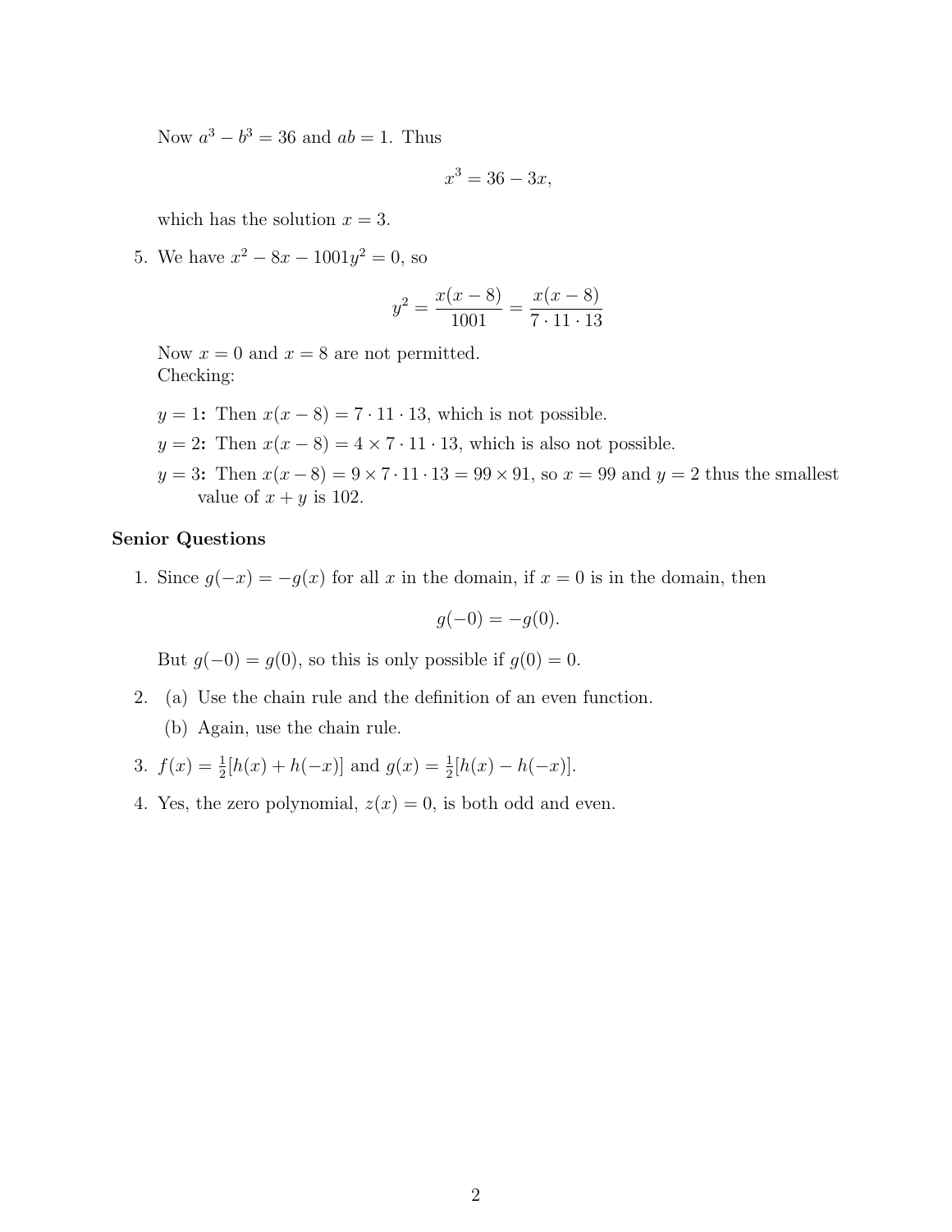Now $a^3 - b^3 = 36$ and $ab = 1$. Thus

$$x^3 = 36 - 3x,$$

which has the solution $x = 3$.

5. We have $x^2 - 8x - 1001y^2 = 0$, so

$$y^2 = \frac{x(x-8)}{1001} = \frac{x(x-8)}{7 \cdot 11 \cdot 13}$$

Now $x = 0$ and $x = 8$ are not permitted.
Checking:

$y = 1$**:** Then $x(x-8) = 7 \cdot 11 \cdot 13$, which is not possible.

$y = 2$**:** Then $x(x-8) = 4 \times 7 \cdot 11 \cdot 13$, which is also not possible.

$y = 3$**:** Then $x(x-8) = 9 \times 7 \cdot 11 \cdot 13 = 99 \times 91$, so $x = 99$ and $y = 2$ thus the smallest value of $x + y$ is 102.

**Senior Questions**

1. Since $g(-x) = -g(x)$ for all $x$ in the domain, if $x = 0$ is in the domain, then

$$g(-0) = -g(0).$$

But $g(-0) = g(0)$, so this is only possible if $g(0) = 0$.

2. (a) Use the chain rule and the definition of an even function.

   (b) Again, use the chain rule.

3. $f(x) = \frac{1}{2}[h(x) + h(-x)]$ and $g(x) = \frac{1}{2}[h(x) - h(-x)]$.

4. Yes, the zero polynomial, $z(x) = 0$, is both odd and even.